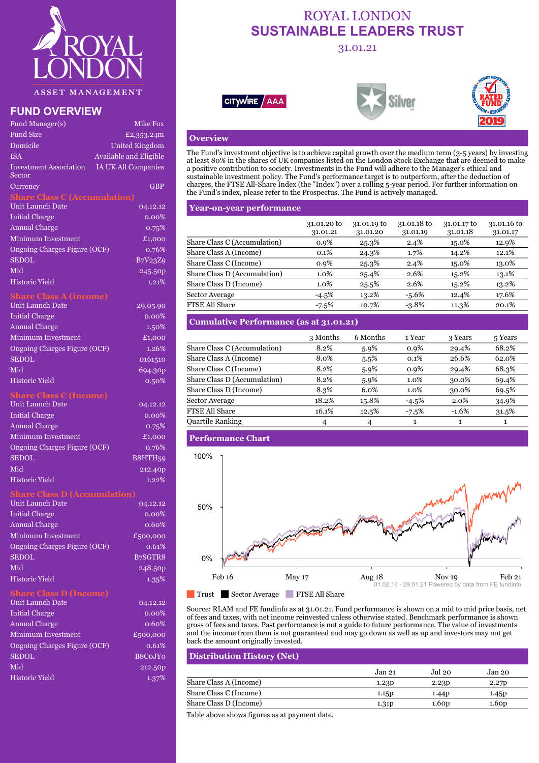# ROYAL LONDON SUSTAINABLE LEADERS TRUST

31.01.21

## FUND OVERVIEW

| | |
|---|---|
| Fund Manager(s) | Mike Fox |
| Fund Size | £2,353.24m |
| Domicile | United Kingdom |
| ISA | Available and Eligible |
| Investment Association Sector | IA UK All Companies |
| Currency | GBP |

### Share Class C (Accumulation)

| | |
|---|---|
| Unit Launch Date | 04.12.12 |
| Initial Charge | 0.00% |
| Annual Charge | 0.75% |
| Minimum Investment | £1,000 |
| Ongoing Charges Figure (OCF) | 0.76% |
| SEDOL | B7V23Z9 |
| Mid | 245.50p |
| Historic Yield | 1.21% |

### Share Class A (Income)

| | |
|---|---|
| Unit Launch Date | 29.05.90 |
| Initial Charge | 0.00% |
| Annual Charge | 1.50% |
| Minimum Investment | £1,000 |
| Ongoing Charges Figure (OCF) | 1.26% |
| SEDOL | 0161510 |
| Mid | 694.30p |
| Historic Yield | 0.50% |

### Share Class C (Income)

| | |
|---|---|
| Unit Launch Date | 04.12.12 |
| Initial Charge | 0.00% |
| Annual Charge | 0.75% |
| Minimum Investment | £1,000 |
| Ongoing Charges Figure (OCF) | 0.76% |
| SEDOL | B8HTH59 |
| Mid | 212.40p |
| Historic Yield | 1.22% |

### Share Class D (Accumulation)

| | |
|---|---|
| Unit Launch Date | 04.12.12 |
| Initial Charge | 0.00% |
| Annual Charge | 0.60% |
| Minimum Investment | £500,000 |
| Ongoing Charges Figure (OCF) | 0.61% |
| SEDOL | B7SGTR8 |
| Mid | 248.50p |
| Historic Yield | 1.35% |

### Share Class D (Income)

| | |
|---|---|
| Unit Launch Date | 04.12.12 |
| Initial Charge | 0.00% |
| Annual Charge | 0.60% |
| Minimum Investment | £500,000 |
| Ongoing Charges Figure (OCF) | 0.61% |
| SEDOL | B8C0JY0 |
| Mid | 212.50p |
| Historic Yield | 1.37% |

## Overview

The Fund's investment objective is to achieve capital growth over the medium term (3-5 years) by investing at least 80% in the shares of UK companies listed on the London Stock Exchange that are deemed to make a positive contribution to society. Investments in the Fund will adhere to the Manager's ethical and sustainable investment policy. The Fund's performance target is to outperform, after the deduction of charges, the FTSE All-Share Index (the "Index") over a rolling 5-year period. For further information on the Fund's index, please refer to the Prospectus. The Fund is actively managed.

## Year-on-year performance

| | 31.01.20 to 31.01.21 | 31.01.19 to 31.01.20 | 31.01.18 to 31.01.19 | 31.01.17 to 31.01.18 | 31.01.16 to 31.01.17 |
|---|---|---|---|---|---|
| Share Class C (Accumulation) | 0.9% | 25.3% | 2.4% | 15.0% | 12.9% |
| Share Class A (Income) | 0.1% | 24.3% | 1.7% | 14.2% | 12.1% |
| Share Class C (Income) | 0.9% | 25.3% | 2.4% | 15.0% | 13.0% |
| Share Class D (Accumulation) | 1.0% | 25.4% | 2.6% | 15.2% | 13.1% |
| Share Class D (Income) | 1.0% | 25.5% | 2.6% | 15.2% | 13.2% |
| Sector Average | -4.5% | 13.2% | -5.6% | 12.4% | 17.6% |
| FTSE All Share | -7.5% | 10.7% | -3.8% | 11.3% | 20.1% |

## Cumulative Performance (as at 31.01.21)

| | 3 Months | 6 Months | 1 Year | 3 Years | 5 Years |
|---|---|---|---|---|---|
| Share Class C (Accumulation) | 8.2% | 5.9% | 0.9% | 29.4% | 68.2% |
| Share Class A (Income) | 8.0% | 5.5% | 0.1% | 26.6% | 62.0% |
| Share Class C (Income) | 8.2% | 5.9% | 0.9% | 29.4% | 68.3% |
| Share Class D (Accumulation) | 8.2% | 5.9% | 1.0% | 30.0% | 69.4% |
| Share Class D (Income) | 8.3% | 6.0% | 1.0% | 30.0% | 69.5% |
| Sector Average | 18.2% | 15.8% | -4.5% | 2.0% | 34.9% |
| FTSE All Share | 16.1% | 12.5% | -7.5% | -1.6% | 31.5% |
| Quartile Ranking | 4 | 4 | 1 | 1 | 1 |

## Performance Chart

01.02.16 - 29.01.21 Powered by data from FE fundinfo

Trust | Sector Average | FTSE All Share

Source: RLAM and FE fundinfo as at 31.01.21. Fund performance is shown on a mid to mid price basis, net of fees and taxes, with net income reinvested unless otherwise stated. Benchmark performance is shown gross of fees and taxes. Past performance is not a guide to future performance. The value of investments and the income from them is not guaranteed and may go down as well as up and investors may not get back the amount originally invested.

## Distribution History (Net)

| | Jan 21 | Jul 20 | Jan 20 |
|---|---|---|---|
| Share Class A (Income) | 1.23p | 2.23p | 2.27p |
| Share Class C (Income) | 1.15p | 1.44p | 1.45p |
| Share Class D (Income) | 1.31p | 1.60p | 1.60p |

Table above shows figures as at payment date.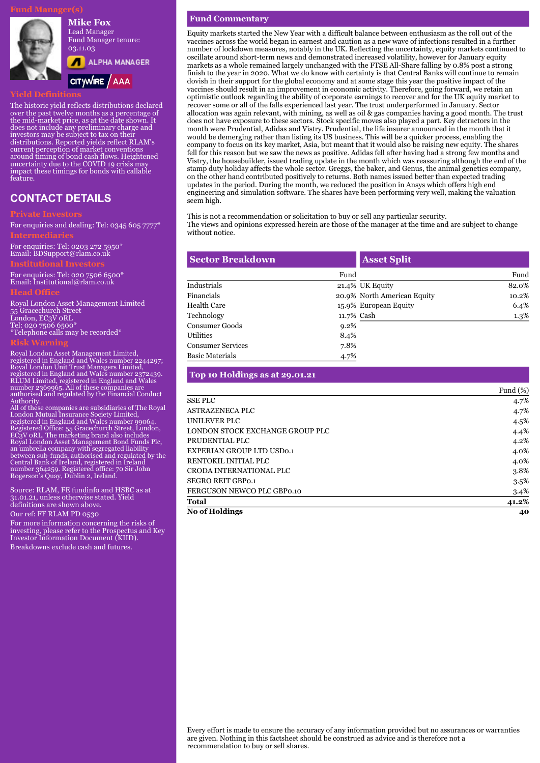## Fund Manager(s)

**Mike Fox**
Lead Manager
Fund Manager tenure: 03.11.03

ALPHA MANAGER

CITYWIRE AAA

## Yield Definitions

The historic yield reflects distributions declared over the past twelve months as a percentage of the mid-market price, as at the date shown. It does not include any preliminary charge and investors may be subject to tax on their distributions. Reported yields reflect RLAM's current perception of market conventions around timing of bond cash flows. Heightened uncertainty due to the COVID 19 crisis may impact these timings for bonds with callable feature.

# CONTACT DETAILS

## Private Investors

For enquiries and dealing: Tel: 0345 605 7777*

## Intermediaries

For enquiries: Tel: 0203 272 5950*
Email: BDSupport@rlam.co.uk

## Institutional Investors

For enquiries: Tel: 020 7506 6500*
Email: Institutional@rlam.co.uk

## Head Office

Royal London Asset Management Limited
55 Gracechurch Street
London, EC3V 0RL
Tel: 020 7506 6500*
*Telephone calls may be recorded*

## Risk Warning

Royal London Asset Management Limited, registered in England and Wales number 2244297; Royal London Unit Trust Managers Limited, registered in England and Wales number 2372439. RLUM Limited, registered in England and Wales number 2369965. All of these companies are authorised and regulated by the Financial Conduct Authority.
All of these companies are subsidiaries of The Royal London Mutual Insurance Society Limited, registered in England and Wales number 99064. Registered Office: 55 Gracechurch Street, London, EC3V 0RL. The marketing brand also includes Royal London Asset Management Bond Funds Plc, an umbrella company with segregated liability between sub-funds, authorised and regulated by the Central Bank of Ireland, registered in Ireland number 364259. Registered office: 70 Sir John Rogerson's Quay, Dublin 2, Ireland.

Source: RLAM, FE fundinfo and HSBC as at 31.01.21, unless otherwise stated. Yield definitions are shown above.

Our ref: FF RLAM PD 0530

For more information concerning the risks of investing, please refer to the Prospectus and Key Investor Information Document (KIID).

Breakdowns exclude cash and futures.

## Fund Commentary

Equity markets started the New Year with a difficult balance between enthusiasm as the roll out of the vaccines across the world began in earnest and caution as a new wave of infections resulted in a further number of lockdown measures, notably in the UK. Reflecting the uncertainty, equity markets continued to oscillate around short-term news and demonstrated increased volatility, however for January equity markets as a whole remained largely unchanged with the FTSE All-Share falling by 0.8% post a strong finish to the year in 2020. What we do know with certainty is that Central Banks will continue to remain dovish in their support for the global economy and at some stage this year the positive impact of the vaccines should result in an improvement in economic activity. Therefore, going forward, we retain an optimistic outlook regarding the ability of corporate earnings to recover and for the UK equity market to recover some or all of the falls experienced last year. The trust underperformed in January. Sector allocation was again relevant, with mining, as well as oil & gas companies having a good month. The trust does not have exposure to these sectors. Stock specific moves also played a part. Key detractors in the month were Prudential, Adidas and Vistry. Prudential, the life insurer announced in the month that it would be demerging rather than listing its US business. This will be a quicker process, enabling the company to focus on its key market, Asia, but meant that it would also be raising new equity. The shares fell for this reason but we saw the news as positive. Adidas fell after having had a strong few months and Vistry, the housebuilder, issued trading update in the month which was reassuring although the end of the stamp duty holiday affects the whole sector. Greggs, the baker, and Genus, the animal genetics company, on the other hand contributed positively to returns. Both names issued better than expected trading updates in the period. During the month, we reduced the position in Ansys which offers high end engineering and simulation software. The shares have been performing very well, making the valuation seem high.

This is not a recommendation or solicitation to buy or sell any particular security.
The views and opinions expressed herein are those of the manager at the time and are subject to change without notice.

## Sector Breakdown

| | Fund |
|---|---|
| Industrials | 21.4% |
| Financials | 20.9% |
| Health Care | 15.9% |
| Technology | 11.7% |
| Consumer Goods | 9.2% |
| Utilities | 8.4% |
| Consumer Services | 7.8% |
| Basic Materials | 4.7% |

## Asset Split

| | Fund |
|---|---|
| UK Equity | 82.0% |
| North American Equity | 10.2% |
| European Equity | 6.4% |
| Cash | 1.3% |

## Top 10 Holdings as at 29.01.21

| | Fund (%) |
|---|---|
| SSE PLC | 4.7% |
| ASTRAZENECA PLC | 4.7% |
| UNILEVER PLC | 4.5% |
| LONDON STOCK EXCHANGE GROUP PLC | 4.4% |
| PRUDENTIAL PLC | 4.2% |
| EXPERIAN GROUP LTD USD0.1 | 4.0% |
| RENTOKIL INITIAL PLC | 4.0% |
| CRODA INTERNATIONAL PLC | 3.8% |
| SEGRO REIT GBP0.1 | 3.5% |
| FERGUSON NEWCO PLC GBP0.10 | 3.4% |
| **Total** | **41.2%** |
| **No of Holdings** | **40** |

Every effort is made to ensure the accuracy of any information provided but no assurances or warranties are given. Nothing in this factsheet should be construed as advice and is therefore not a recommendation to buy or sell shares.